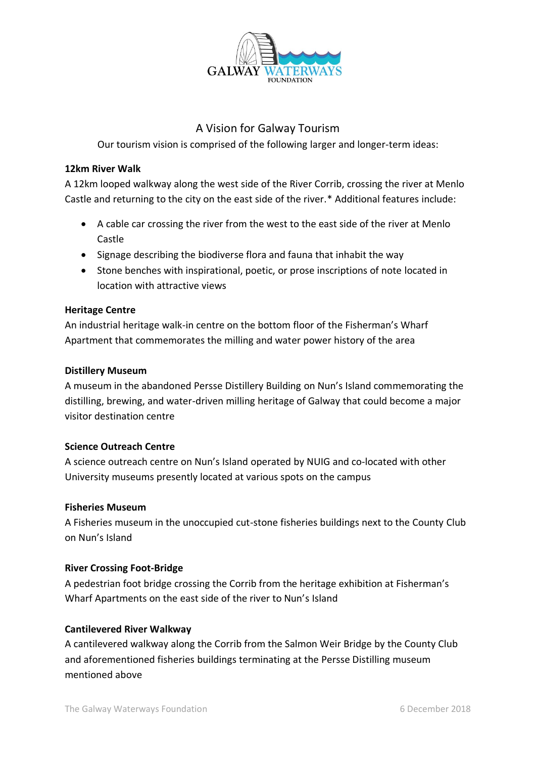GALWAY WATERWAYS FOUNDATION

# A Vision for Galway Tourism

Our tourism vision is comprised of the following larger and longer-term ideas:

**12km River Walk**

A 12km looped walkway along the west side of the River Corrib, crossing the river at Menlo Castle and returning to the city on the east side of the river.* Additional features include:

- A cable car crossing the river from the west to the east side of the river at Menlo Castle
- Signage describing the biodiverse flora and fauna that inhabit the way
- Stone benches with inspirational, poetic, or prose inscriptions of note located in location with attractive views

**Heritage Centre**

An industrial heritage walk-in centre on the bottom floor of the Fisherman's Wharf Apartment that commemorates the milling and water power history of the area

**Distillery Museum**

A museum in the abandoned Persse Distillery Building on Nun's Island commemorating the distilling, brewing, and water-driven milling heritage of Galway that could become a major visitor destination centre

**Science Outreach Centre**

A science outreach centre on Nun's Island operated by NUIG and co-located with other University museums presently located at various spots on the campus

**Fisheries Museum**

A Fisheries museum in the unoccupied cut-stone fisheries buildings next to the County Club on Nun's Island

**River Crossing Foot-Bridge**

A pedestrian foot bridge crossing the Corrib from the heritage exhibition at Fisherman's Wharf Apartments on the east side of the river to Nun's Island

**Cantilevered River Walkway**

A cantilevered walkway along the Corrib from the Salmon Weir Bridge by the County Club and aforementioned fisheries buildings terminating at the Persse Distilling museum mentioned above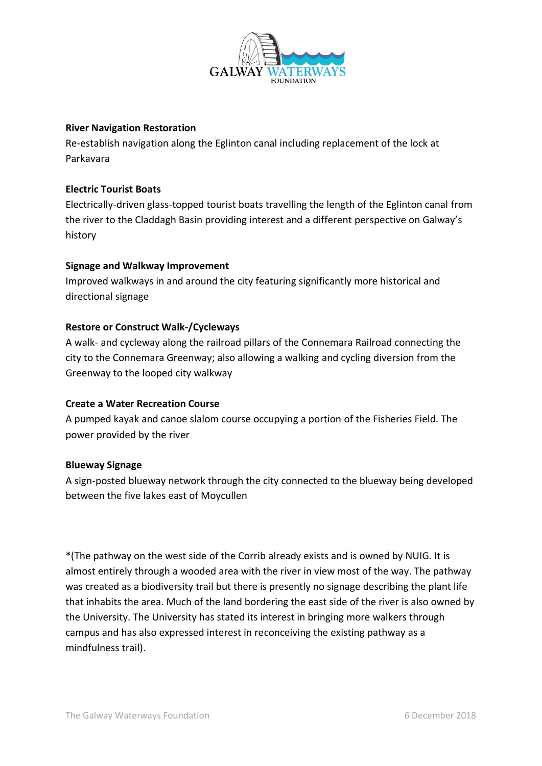**River Navigation Restoration**

Re-establish navigation along the Eglinton canal including replacement of the lock at Parkavara

**Electric Tourist Boats**

Electrically-driven glass-topped tourist boats travelling the length of the Eglinton canal from the river to the Claddagh Basin providing interest and a different perspective on Galway's history

**Signage and Walkway Improvement**

Improved walkways in and around the city featuring significantly more historical and directional signage

**Restore or Construct Walk-/Cycleways**

A walk- and cycleway along the railroad pillars of the Connemara Railroad connecting the city to the Connemara Greenway; also allowing a walking and cycling diversion from the Greenway to the looped city walkway

**Create a Water Recreation Course**

A pumped kayak and canoe slalom course occupying a portion of the Fisheries Field. The power provided by the river

**Blueway Signage**

A sign-posted blueway network through the city connected to the blueway being developed between the five lakes east of Moycullen

*(The pathway on the west side of the Corrib already exists and is owned by NUIG. It is almost entirely through a wooded area with the river in view most of the way. The pathway was created as a biodiversity trail but there is presently no signage describing the plant life that inhabits the area. Much of the land bordering the east side of the river is also owned by the University. The University has stated its interest in bringing more walkers through campus and has also expressed interest in reconceiving the existing pathway as a mindfulness trail).